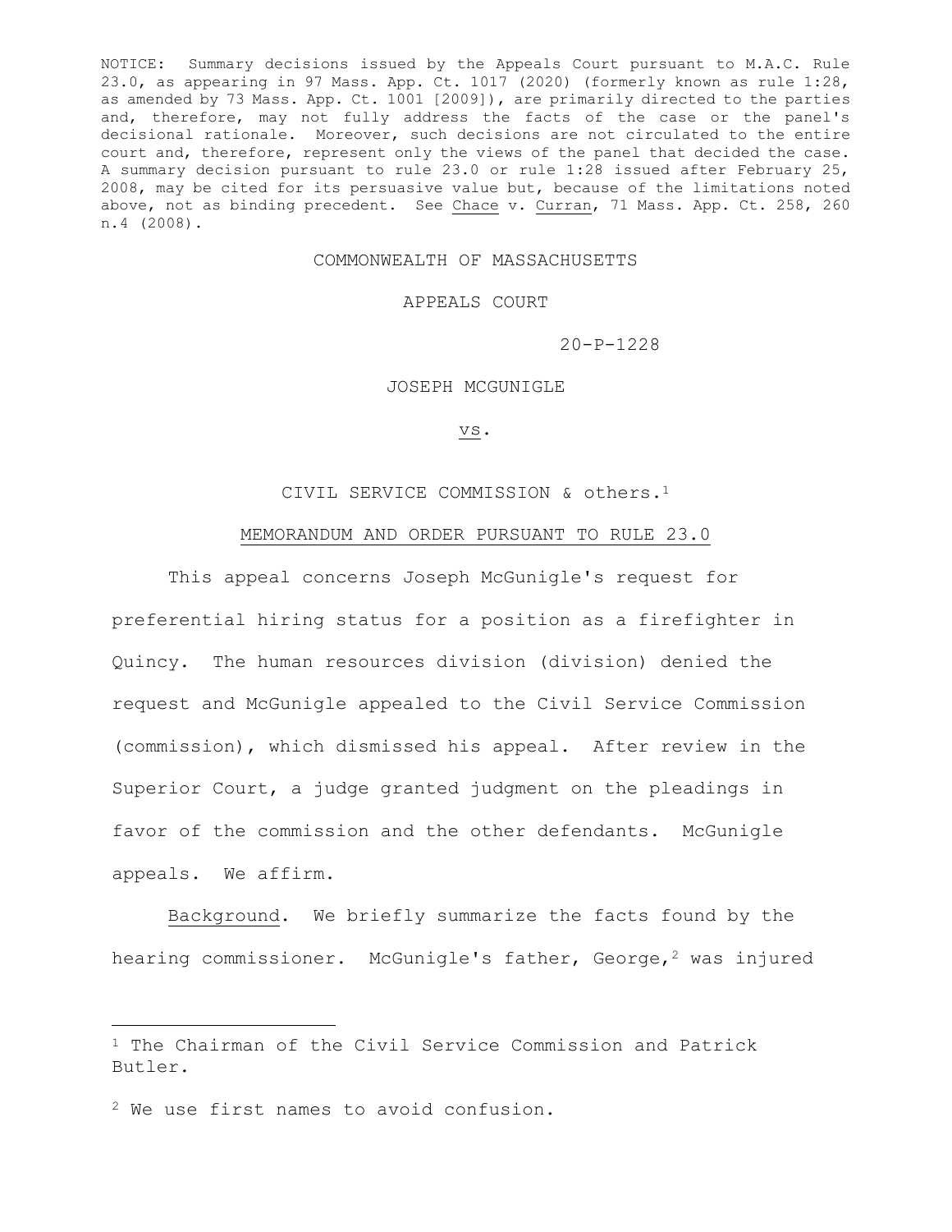NOTICE: Summary decisions issued by the Appeals Court pursuant to M.A.C. Rule 23.0, as appearing in 97 Mass. App. Ct. 1017 (2020) (formerly known as rule 1:28, as amended by 73 Mass. App. Ct. 1001 [2009]), are primarily directed to the parties and, therefore, may not fully address the facts of the case or the panel's decisional rationale. Moreover, such decisions are not circulated to the entire court and, therefore, represent only the views of the panel that decided the case. A summary decision pursuant to rule 23.0 or rule 1:28 issued after February 25, 2008, may be cited for its persuasive value but, because of the limitations noted above, not as binding precedent. See Chace v. Curran, 71 Mass. App. Ct. 258, 260 n.4 (2008).

COMMONWEALTH OF MASSACHUSETTS

APPEALS COURT

20-P-1228

JOSEPH MCGUNIGLE

vs.

CIVIL SERVICE COMMISSION & others.[1]

MEMORANDUM AND ORDER PURSUANT TO RULE 23.0

This appeal concerns Joseph McGunigle's request for preferential hiring status for a position as a firefighter in Quincy. The human resources division (division) denied the request and McGunigle appealed to the Civil Service Commission (commission), which dismissed his appeal. After review in the Superior Court, a judge granted judgment on the pleadings in favor of the commission and the other defendants. McGunigle appeals. We affirm.

Background. We briefly summarize the facts found by the hearing commissioner. McGunigle's father, George,[2] was injured

---

[1] The Chairman of the Civil Service Commission and Patrick Butler.

[2] We use first names to avoid confusion.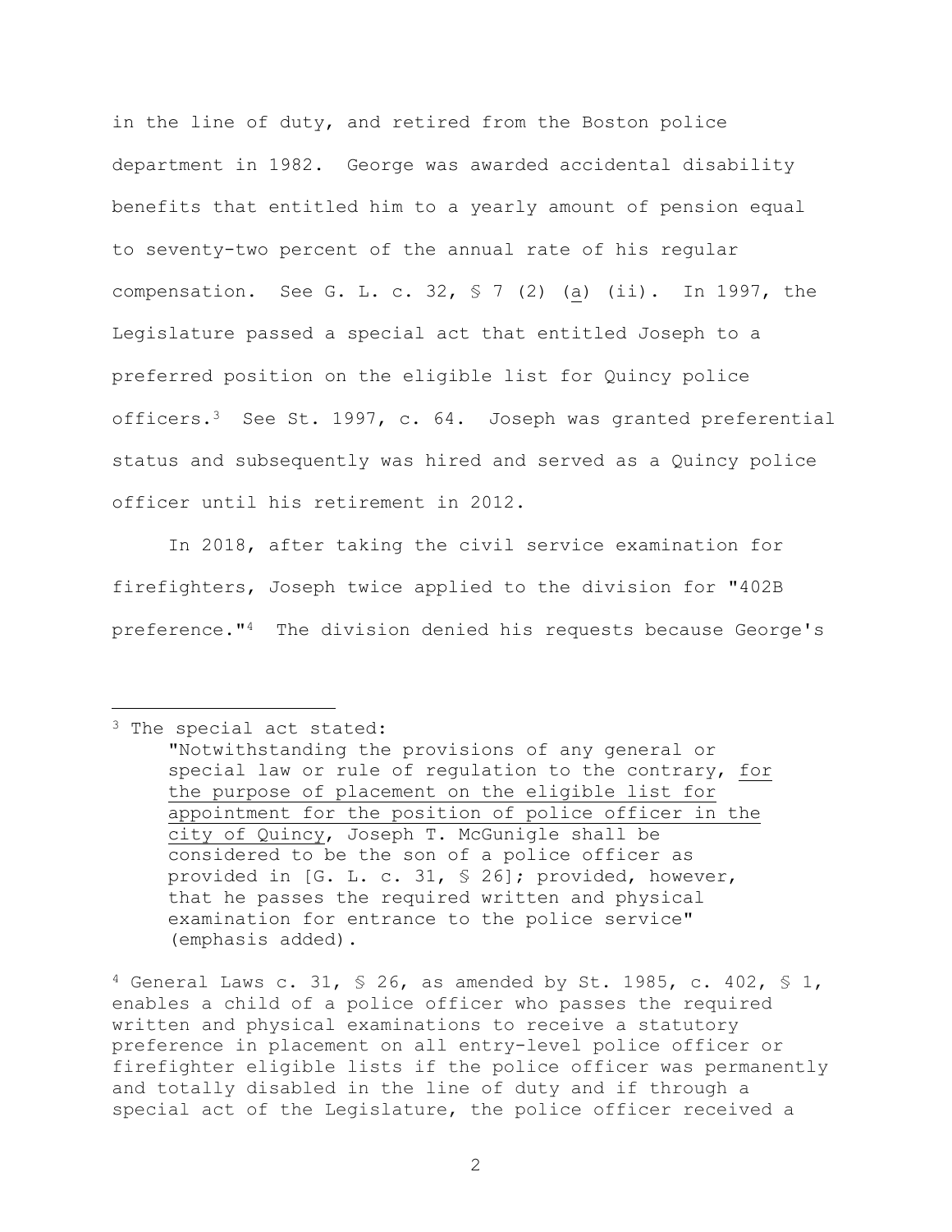in the line of duty, and retired from the Boston police department in 1982. George was awarded accidental disability benefits that entitled him to a yearly amount of pension equal to seventy-two percent of the annual rate of his regular compensation. See G. L. c. 32, § 7 (2) (a) (ii). In 1997, the Legislature passed a special act that entitled Joseph to a preferred position on the eligible list for Quincy police officers.[3] See St. 1997, c. 64. Joseph was granted preferential status and subsequently was hired and served as a Quincy police officer until his retirement in 2012.

In 2018, after taking the civil service examination for firefighters, Joseph twice applied to the division for "402B preference."[4] The division denied his requests because George's

---

[3] The special act stated:

> "Notwithstanding the provisions of any general or special law or rule of regulation to the contrary, for the purpose of placement on the eligible list for appointment for the position of police officer in the city of Quincy, Joseph T. McGunigle shall be considered to be the son of a police officer as provided in [G. L. c. 31, § 26]; provided, however, that he passes the required written and physical examination for entrance to the police service" (emphasis added).

[4] General Laws c. 31, § 26, as amended by St. 1985, c. 402, § 1, enables a child of a police officer who passes the required written and physical examinations to receive a statutory preference in placement on all entry-level police officer or firefighter eligible lists if the police officer was permanently and totally disabled in the line of duty and if through a special act of the Legislature, the police officer received a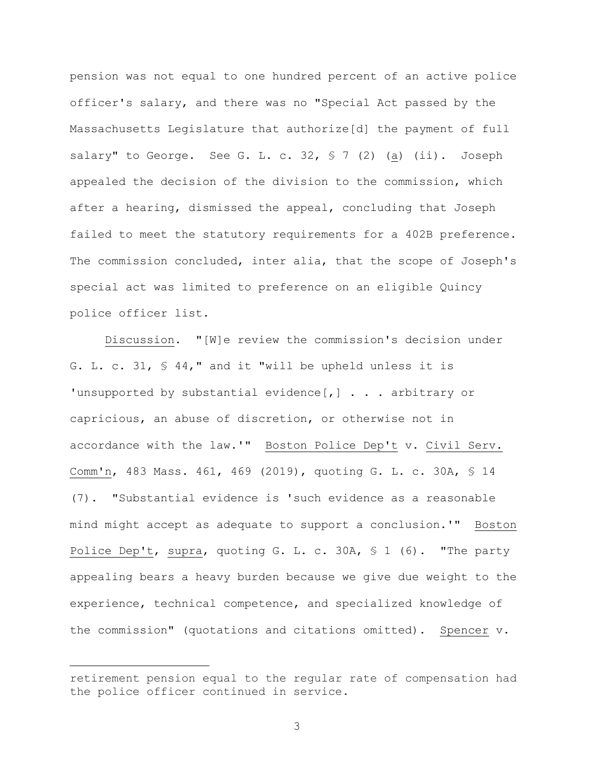pension was not equal to one hundred percent of an active police officer's salary, and there was no "Special Act passed by the Massachusetts Legislature that authorize[d] the payment of full salary" to George. See G. L. c. 32, § 7 (2) (_a_) (ii). Joseph appealed the decision of the division to the commission, which after a hearing, dismissed the appeal, concluding that Joseph failed to meet the statutory requirements for a 402B preference. The commission concluded, inter alia, that the scope of Joseph's special act was limited to preference on an eligible Quincy police officer list.

_Discussion_. "[W]e review the commission's decision under G. L. c. 31, § 44," and it "will be upheld unless it is 'unsupported by substantial evidence[,] . . . arbitrary or capricious, an abuse of discretion, or otherwise not in accordance with the law.'" _Boston Police Dep't_ v. _Civil Serv. Comm'n_, 483 Mass. 461, 469 (2019), quoting G. L. c. 30A, § 14 (7). "Substantial evidence is 'such evidence as a reasonable mind might accept as adequate to support a conclusion.'" _Boston Police Dep't_, _supra_, quoting G. L. c. 30A, § 1 (6). "The party appealing bears a heavy burden because we give due weight to the experience, technical competence, and specialized knowledge of the commission" (quotations and citations omitted). _Spencer_ v.

---

retirement pension equal to the regular rate of compensation had the police officer continued in service.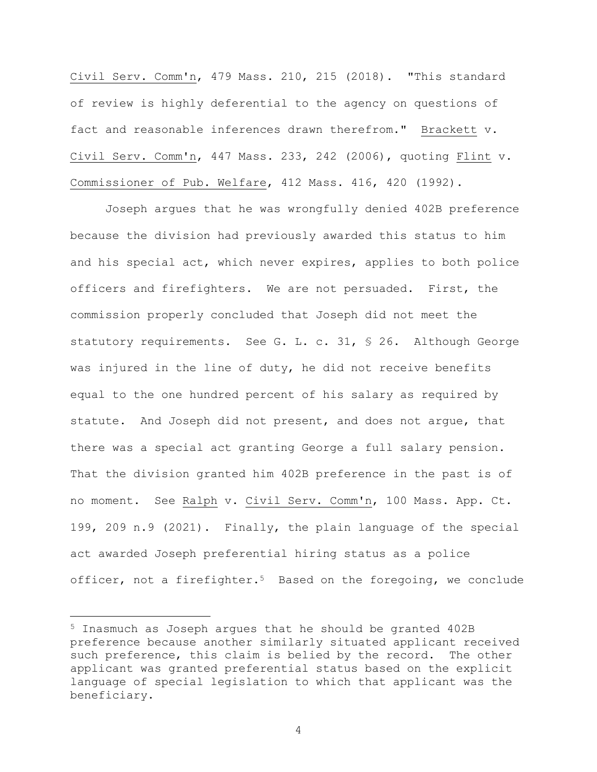Civil Serv. Comm'n, 479 Mass. 210, 215 (2018). "This standard of review is highly deferential to the agency on questions of fact and reasonable inferences drawn therefrom." Brackett v. Civil Serv. Comm'n, 447 Mass. 233, 242 (2006), quoting Flint v. Commissioner of Pub. Welfare, 412 Mass. 416, 420 (1992).

Joseph argues that he was wrongfully denied 402B preference because the division had previously awarded this status to him and his special act, which never expires, applies to both police officers and firefighters. We are not persuaded. First, the commission properly concluded that Joseph did not meet the statutory requirements. See G. L. c. 31, § 26. Although George was injured in the line of duty, he did not receive benefits equal to the one hundred percent of his salary as required by statute. And Joseph did not present, and does not argue, that there was a special act granting George a full salary pension. That the division granted him 402B preference in the past is of no moment. See Ralph v. Civil Serv. Comm'n, 100 Mass. App. Ct. 199, 209 n.9 (2021). Finally, the plain language of the special act awarded Joseph preferential hiring status as a police officer, not a firefighter.[5] Based on the foregoing, we conclude

[5] Inasmuch as Joseph argues that he should be granted 402B preference because another similarly situated applicant received such preference, this claim is belied by the record. The other applicant was granted preferential status based on the explicit language of special legislation to which that applicant was the beneficiary.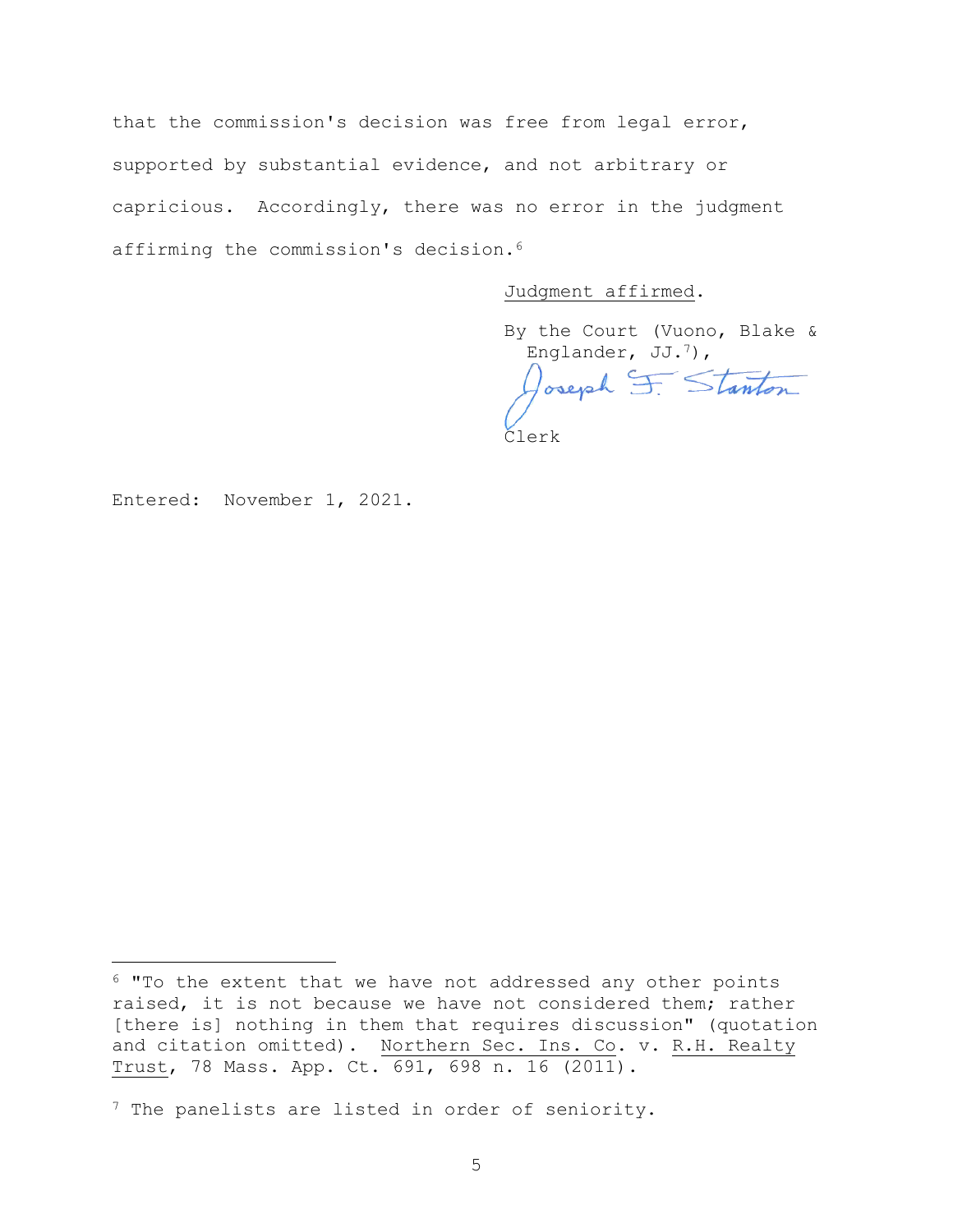that the commission's decision was free from legal error, supported by substantial evidence, and not arbitrary or capricious. Accordingly, there was no error in the judgment affirming the commission's decision.[6]

Judgment affirmed.

By the Court (Vuono, Blake & Englander, JJ.[7]),

Joseph F. Stanton

Clerk

Entered: November 1, 2021.

---

[6] "To the extent that we have not addressed any other points raised, it is not because we have not considered them; rather [there is] nothing in them that requires discussion" (quotation and citation omitted). Northern Sec. Ins. Co. v. R.H. Realty Trust, 78 Mass. App. Ct. 691, 698 n. 16 (2011).

[7] The panelists are listed in order of seniority.